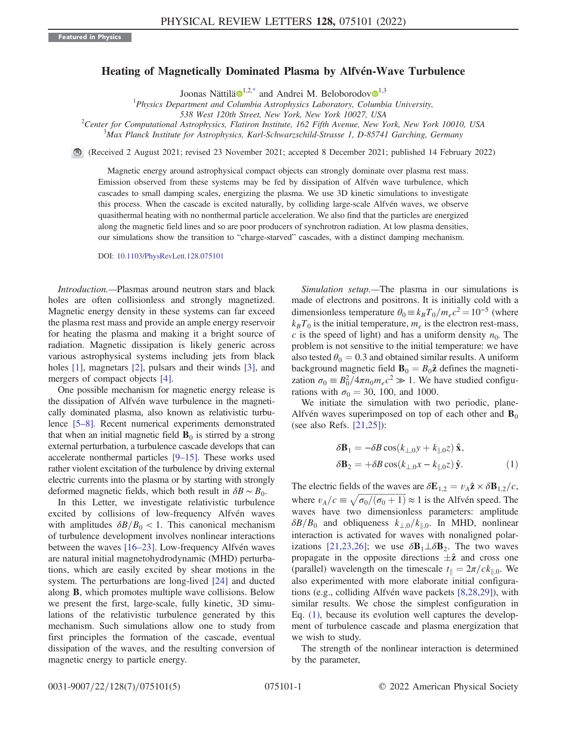Featured in Physics

# Heating of Magnetically Dominated Plasma by Alfvén-Wave Turbulence

Joonas Nättilä[1,2,*] and Andrei M. Beloborodov[1,3]

[1]Physics Department and Columbia Astrophysics Laboratory, Columbia University, 538 West 120th Street, New York, New York 10027, USA
[2]Center for Computational Astrophysics, Flatiron Institute, 162 Fifth Avenue, New York, New York 10010, USA
[3]Max Planck Institute for Astrophysics, Karl-Schwarzschild-Strasse 1, D-85741 Garching, Germany

(Received 2 August 2021; revised 23 November 2021; accepted 8 December 2021; published 14 February 2022)

Magnetic energy around astrophysical compact objects can strongly dominate over plasma rest mass. Emission observed from these systems may be fed by dissipation of Alfvén wave turbulence, which cascades to small damping scales, energizing the plasma. We use 3D kinetic simulations to investigate this process. When the cascade is excited naturally, by colliding large-scale Alfvén waves, we observe quasithermal heating with no nonthermal particle acceleration. We also find that the particles are energized along the magnetic field lines and so are poor producers of synchrotron radiation. At low plasma densities, our simulations show the transition to "charge-starved" cascades, with a distinct damping mechanism.

DOI: 10.1103/PhysRevLett.128.075101

*Introduction.*—Plasmas around neutron stars and black holes are often collisionless and strongly magnetized. Magnetic energy density in these systems can far exceed the plasma rest mass and provide an ample energy reservoir for heating the plasma and making it a bright source of radiation. Magnetic dissipation is likely generic across various astrophysical systems including jets from black holes [1], magnetars [2], pulsars and their winds [3], and mergers of compact objects [4].

One possible mechanism for magnetic energy release is the dissipation of Alfvén wave turbulence in the magnetically dominated plasma, also known as relativistic turbulence [5–8]. Recent numerical experiments demonstrated that when an initial magnetic field $\mathbf{B}_0$ is stirred by a strong external perturbation, a turbulence cascade develops that can accelerate nonthermal particles [9–15]. These works used rather violent excitation of the turbulence by driving external electric currents into the plasma or by starting with strongly deformed magnetic fields, which both result in $\delta B \sim B_0$.

In this Letter, we investigate relativistic turbulence excited by collisions of low-frequency Alfvén waves with amplitudes $\delta B/B_0 < 1$. This canonical mechanism of turbulence development involves nonlinear interactions between the waves [16–23]. Low-frequency Alfvén waves are natural initial magnetohydrodynamic (MHD) perturbations, which are easily excited by shear motions in the system. The perturbations are long-lived [24] and ducted along $\mathbf{B}$, which promotes multiple wave collisions. Below we present the first, large-scale, fully kinetic, 3D simulations of the relativistic turbulence generated by this mechanism. Such simulations allow one to study from first principles the formation of the cascade, eventual dissipation of the waves, and the resulting conversion of magnetic energy to particle energy.

*Simulation setup.*—The plasma in our simulations is made of electrons and positrons. It is initially cold with a dimensionless temperature $\theta_0 \equiv k_B T_0/m_e c^2 = 10^{-5}$ (where $k_B T_0$ is the initial temperature, $m_e$ is the electron rest-mass, $c$ is the speed of light) and has a uniform density $n_0$. The problem is not sensitive to the initial temperature: we have also tested $\theta_0 = 0.3$ and obtained similar results. A uniform background magnetic field $\mathbf{B}_0 = B_0\hat{\mathbf{z}}$ defines the magnetization $\sigma_0 \equiv B_0^2/4\pi n_0 m_e c^2 \gg 1$. We have studied configurations with $\sigma_0 = 30$, 100, and 1000.

We initiate the simulation with two periodic, plane-Alfvén waves superimposed on top of each other and $\mathbf{B}_0$ (see also Refs. [21,25]):

$$
\begin{aligned}
\delta\mathbf{B}_1 &= -\delta B \cos(k_{\perp,0} y + k_{\parallel,0} z)\,\hat{\mathbf{x}}, \\
\delta\mathbf{B}_2 &= +\delta B \cos(k_{\perp,0} x - k_{\parallel,0} z)\,\hat{\mathbf{y}}.
\end{aligned} \tag{1}
$$

The electric fields of the waves are $\delta\mathbf{E}_{1,2} = v_A \hat{\mathbf{z}} \times \delta\mathbf{B}_{1,2}/c$, where $v_A/c \equiv \sqrt{\sigma_0/(\sigma_0+1)} \approx 1$ is the Alfvén speed. The waves have two dimensionless parameters: amplitude $\delta B/B_0$ and obliqueness $k_{\perp,0}/k_{\parallel,0}$. In MHD, nonlinear interaction is activated for waves with nonaligned polarizations [21,23,26]; we use $\delta\mathbf{B}_1 \perp \delta\mathbf{B}_2$. The two waves propagate in the opposite directions $\pm\hat{\mathbf{z}}$ and cross one (parallel) wavelength on the timescale $t_\parallel = 2\pi/ck_{\parallel,0}$. We also experimented with more elaborate initial configurations (e.g., colliding Alfvén wave packets [8,28,29]), with similar results. We chose the simplest configuration in Eq. (1), because its evolution well captures the development of turbulence cascade and plasma energization that we wish to study.

The strength of the nonlinear interaction is determined by the parameter,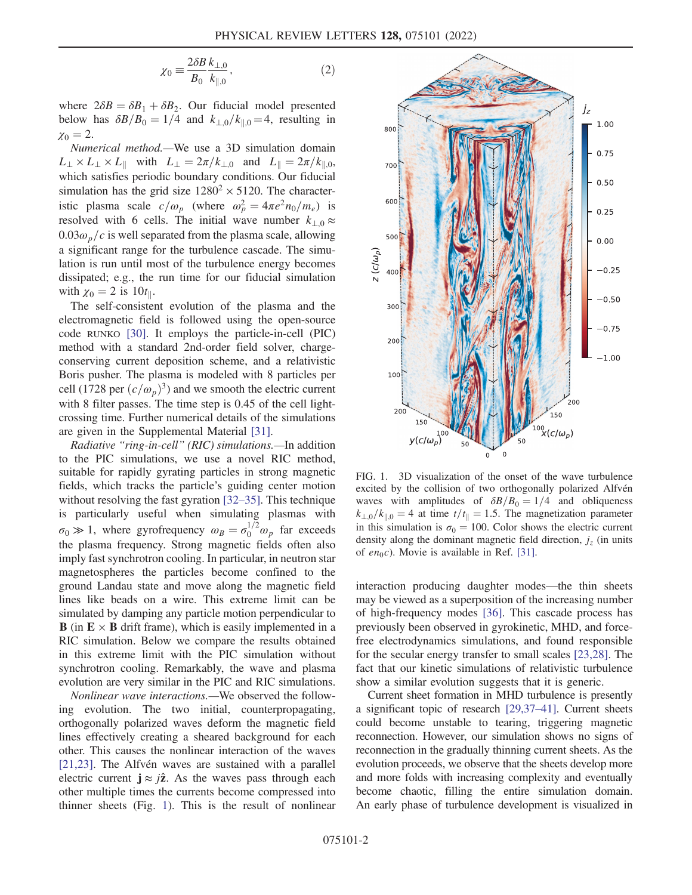$$\chi_0 \equiv \frac{2\delta B}{B_0}\frac{k_{\perp,0}}{k_{\parallel,0}}, \tag{2}$$

where $2\delta B = \delta B_1 + \delta B_2$. Our fiducial model presented below has $\delta B/B_0 = 1/4$ and $k_{\perp,0}/k_{\parallel,0} = 4$, resulting in $\chi_0 = 2$.

*Numerical method.*—We use a 3D simulation domain $L_\perp \times L_\perp \times L_\parallel$ with $L_\perp = 2\pi/k_{\perp,0}$ and $L_\parallel = 2\pi/k_{\parallel,0}$, which satisfies periodic boundary conditions. Our fiducial simulation has the grid size $1280^2 \times 5120$. The characteristic plasma scale $c/\omega_p$ (where $\omega_p^2 = 4\pi e^2 n_0/m_e$) is resolved with 6 cells. The initial wave number $k_{\perp,0} \approx 0.03\omega_p/c$ is well separated from the plasma scale, allowing a significant range for the turbulence cascade. The simulation is run until most of the turbulence energy becomes dissipated; e.g., the run time for our fiducial simulation with $\chi_0 = 2$ is $10t_\parallel$.

The self-consistent evolution of the plasma and the electromagnetic field is followed using the open-source code RUNKO [30]. It employs the particle-in-cell (PIC) method with a standard 2nd-order field solver, charge-conserving current deposition scheme, and a relativistic Boris pusher. The plasma is modeled with 8 particles per cell (1728 per $(c/\omega_p)^3$) and we smooth the electric current with 8 filter passes. The time step is 0.45 of the cell light-crossing time. Further numerical details of the simulations are given in the Supplemental Material [31].

*Radiative "ring-in-cell" (RIC) simulations.*—In addition to the PIC simulations, we use a novel RIC method, suitable for rapidly gyrating particles in strong magnetic fields, which tracks the particle's guiding center motion without resolving the fast gyration [32–35]. This technique is particularly useful when simulating plasmas with $\sigma_0 \gg 1$, where gyrofrequency $\omega_B = \sigma_0^{1/2}\omega_p$ far exceeds the plasma frequency. Strong magnetic fields often also imply fast synchrotron cooling. In particular, in neutron star magnetospheres the particles become confined to the ground Landau state and move along the magnetic field lines like beads on a wire. This extreme limit can be simulated by damping any particle motion perpendicular to $\mathbf{B}$ (in $\mathbf{E} \times \mathbf{B}$ drift frame), which is easily implemented in a RIC simulation. Below we compare the results obtained in this extreme limit with the PIC simulation without synchrotron cooling. Remarkably, the wave and plasma evolution are very similar in the PIC and RIC simulations.

*Nonlinear wave interactions.*—We observed the following evolution. The two initial, counterpropagating, orthogonally polarized waves deform the magnetic field lines effectively creating a sheared background for each other. This causes the nonlinear interaction of the waves [21,23]. The Alfvén waves are sustained with a parallel electric current $\mathbf{j} \approx j\hat{\mathbf{z}}$. As the waves pass through each other multiple times the currents become compressed into thinner sheets (Fig. 1). This is the result of nonlinear interaction producing daughter modes—the thin sheets may be viewed as a superposition of the increasing number of high-frequency modes [36]. This cascade process has previously been observed in gyrokinetic, MHD, and force-free electrodynamics simulations, and found responsible for the secular energy transfer to small scales [23,28]. The fact that our kinetic simulations of relativistic turbulence show a similar evolution suggests that it is generic.

FIG. 1. 3D visualization of the onset of the wave turbulence excited by the collision of two orthogonally polarized Alfvén waves with amplitudes of $\delta B/B_0 = 1/4$ and obliqueness $k_{\perp,0}/k_{\parallel,0} = 4$ at time $t/t_\parallel = 1.5$. The magnetization parameter in this simulation is $\sigma_0 = 100$. Color shows the electric current density along the dominant magnetic field direction, $j_z$ (in units of $en_0c$). Movie is available in Ref. [31].

Current sheet formation in MHD turbulence is presently a significant topic of research [29,37–41]. Current sheets could become unstable to tearing, triggering magnetic reconnection. However, our simulation shows no signs of reconnection in the gradually thinning current sheets. As the evolution proceeds, we observe that the sheets develop more and more folds with increasing complexity and eventually become chaotic, filling the entire simulation domain. An early phase of turbulence development is visualized in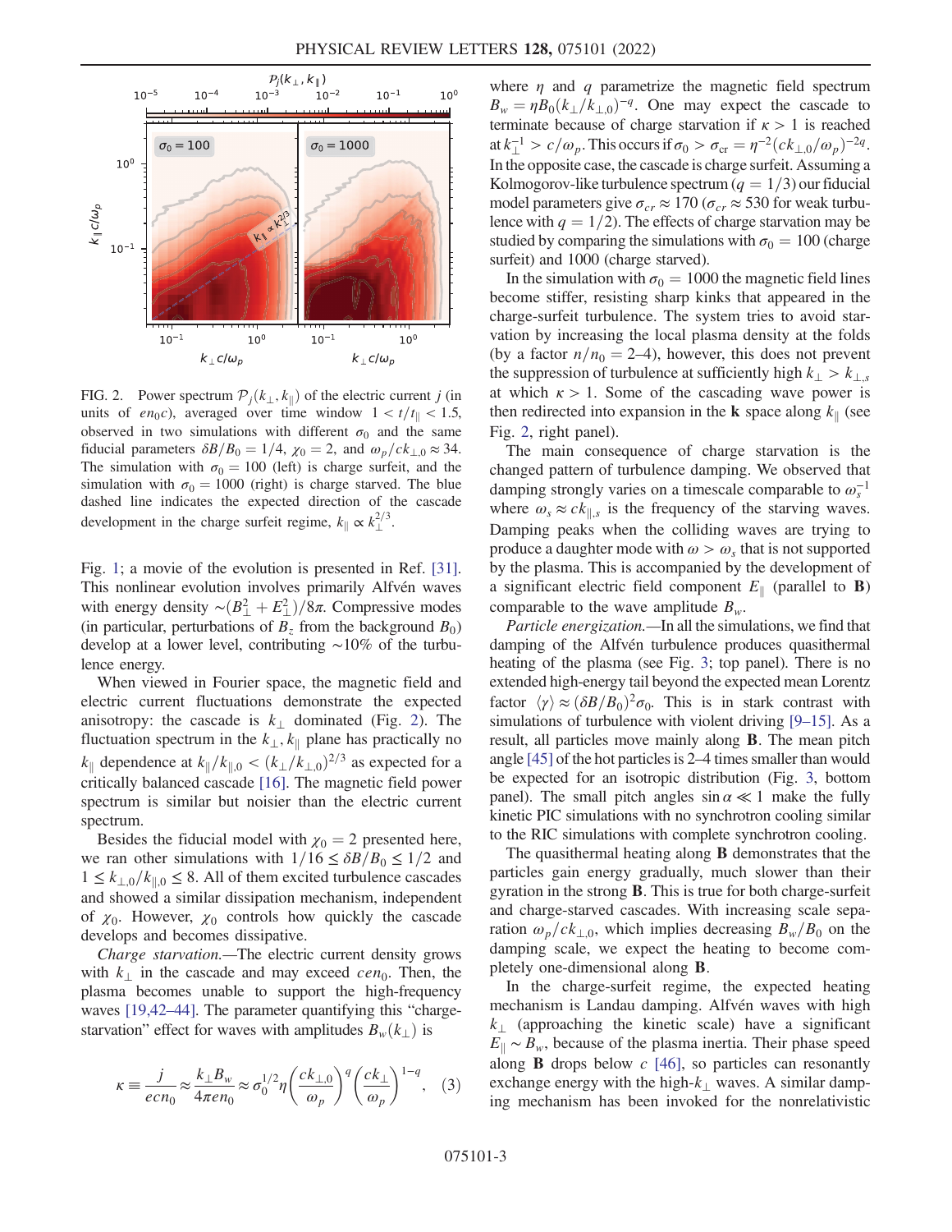FIG. 2. Power spectrum $\mathcal{P}_j(k_\perp, k_\parallel)$ of the electric current $j$ (in units of $en_0c$), averaged over time window $1 < t/t_\parallel < 1.5$, observed in two simulations with different $\sigma_0$ and the same fiducial parameters $\delta B/B_0 = 1/4$, $\chi_0 = 2$, and $\omega_p/ck_{\perp,0} \approx 34$. The simulation with $\sigma_0 = 100$ (left) is charge surfeit, and the simulation with $\sigma_0 = 1000$ (right) is charge starved. The blue dashed line indicates the expected direction of the cascade development in the charge surfeit regime, $k_\parallel \propto k_\perp^{2/3}$.

Fig. 1; a movie of the evolution is presented in Ref. [31]. This nonlinear evolution involves primarily Alfvén waves with energy density $\sim(B_\perp^2 + E_\perp^2)/8\pi$. Compressive modes (in particular, perturbations of $B_z$ from the background $B_0$) develop at a lower level, contributing $\sim$10% of the turbulence energy.

When viewed in Fourier space, the magnetic field and electric current fluctuations demonstrate the expected anisotropy: the cascade is $k_\perp$ dominated (Fig. 2). The fluctuation spectrum in the $k_\perp, k_\parallel$ plane has practically no $k_\parallel$ dependence at $k_\parallel/k_{\parallel,0} < (k_\perp/k_{\perp,0})^{2/3}$ as expected for a critically balanced cascade [16]. The magnetic field power spectrum is similar but noisier than the electric current spectrum.

Besides the fiducial model with $\chi_0 = 2$ presented here, we ran other simulations with $1/16 \leq \delta B/B_0 \leq 1/2$ and $1 \leq k_{\perp,0}/k_{\parallel,0} \leq 8$. All of them excited turbulence cascades and showed a similar dissipation mechanism, independent of $\chi_0$. However, $\chi_0$ controls how quickly the cascade develops and becomes dissipative.

*Charge starvation.*—The electric current density grows with $k_\perp$ in the cascade and may exceed $cen_0$. Then, the plasma becomes unable to support the high-frequency waves [19,42–44]. The parameter quantifying this "charge-starvation" effect for waves with amplitudes $B_w(k_\perp)$ is

$$\kappa \equiv \frac{j}{ecn_0} \approx \frac{k_\perp B_w}{4\pi e n_0} \approx \sigma_0^{1/2} \eta \left(\frac{ck_{\perp,0}}{\omega_p}\right)^q \left(\frac{ck_\perp}{\omega_p}\right)^{1-q}, \quad (3)$$

where $\eta$ and $q$ parametrize the magnetic field spectrum $B_w = \eta B_0 (k_\perp/k_{\perp,0})^{-q}$. One may expect the cascade to terminate because of charge starvation if $\kappa > 1$ is reached at $k_\perp^{-1} > c/\omega_p$. This occurs if $\sigma_0 > \sigma_{\rm cr} = \eta^{-2}(ck_{\perp,0}/\omega_p)^{-2q}$. In the opposite case, the cascade is charge surfeit. Assuming a Kolmogorov-like turbulence spectrum ($q = 1/3$) our fiducial model parameters give $\sigma_{cr} \approx 170$ ($\sigma_{cr} \approx 530$ for weak turbulence with $q = 1/2$). The effects of charge starvation may be studied by comparing the simulations with $\sigma_0 = 100$ (charge surfeit) and 1000 (charge starved).

In the simulation with $\sigma_0 = 1000$ the magnetic field lines become stiffer, resisting sharp kinks that appeared in the charge-surfeit turbulence. The system tries to avoid starvation by increasing the local plasma density at the folds (by a factor $n/n_0 = 2$–4), however, this does not prevent the suppression of turbulence at sufficiently high $k_\perp > k_{\perp,s}$ at which $\kappa > 1$. Some of the cascading wave power is then redirected into expansion in the $\mathbf{k}$ space along $k_\parallel$ (see Fig. 2, right panel).

The main consequence of charge starvation is the changed pattern of turbulence damping. We observed that damping strongly varies on a timescale comparable to $\omega_s^{-1}$ where $\omega_s \approx ck_{\parallel,s}$ is the frequency of the starving waves. Damping peaks when the colliding waves are trying to produce a daughter mode with $\omega > \omega_s$ that is not supported by the plasma. This is accompanied by the development of a significant electric field component $E_\parallel$ (parallel to $\mathbf{B}$) comparable to the wave amplitude $B_w$.

*Particle energization.*—In all the simulations, we find that damping of the Alfvén turbulence produces quasithermal heating of the plasma (see Fig. 3; top panel). There is no extended high-energy tail beyond the expected mean Lorentz factor $\langle\gamma\rangle \approx (\delta B/B_0)^2\sigma_0$. This is in stark contrast with simulations of turbulence with violent driving [9–15]. As a result, all particles move mainly along $\mathbf{B}$. The mean pitch angle [45] of the hot particles is 2–4 times smaller than would be expected for an isotropic distribution (Fig. 3, bottom panel). The small pitch angles $\sin\alpha \ll 1$ make the fully kinetic PIC simulations with no synchrotron cooling similar to the RIC simulations with complete synchrotron cooling.

The quasithermal heating along $\mathbf{B}$ demonstrates that the particles gain energy gradually, much slower than their gyration in the strong $\mathbf{B}$. This is true for both charge-surfeit and charge-starved cascades. With increasing scale separation $\omega_p/ck_{\perp,0}$, which implies decreasing $B_w/B_0$ on the damping scale, we expect the heating to become completely one-dimensional along $\mathbf{B}$.

In the charge-surfeit regime, the expected heating mechanism is Landau damping. Alfvén waves with high $k_\perp$ (approaching the kinetic scale) have a significant $E_\parallel \sim B_w$, because of the plasma inertia. Their phase speed along $\mathbf{B}$ drops below $c$ [46], so particles can resonantly exchange energy with the high-$k_\perp$ waves. A similar damping mechanism has been invoked for the nonrelativistic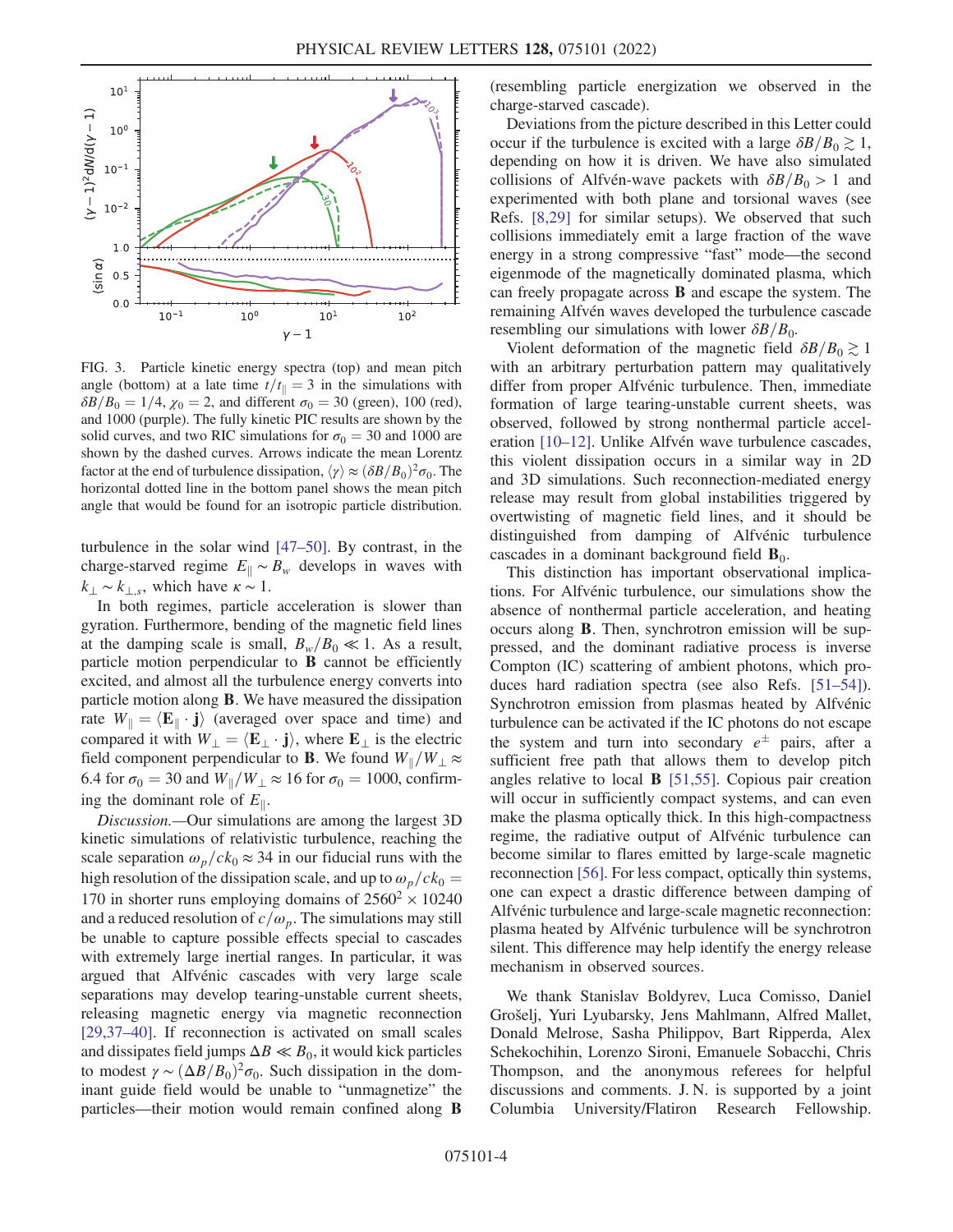FIG. 3. Particle kinetic energy spectra (top) and mean pitch angle (bottom) at a late time $t/t_\parallel = 3$ in the simulations with $\delta B/B_0 = 1/4$, $\chi_0 = 2$, and different $\sigma_0 = 30$ (green), 100 (red), and 1000 (purple). The fully kinetic PIC results are shown by the solid curves, and two RIC simulations for $\sigma_0 = 30$ and 1000 are shown by the dashed curves. Arrows indicate the mean Lorentz factor at the end of turbulence dissipation, $\langle\gamma\rangle \approx (\delta B/B_0)^2\sigma_0$. The horizontal dotted line in the bottom panel shows the mean pitch angle that would be found for an isotropic particle distribution.

turbulence in the solar wind [47–50]. By contrast, in the charge-starved regime $E_\parallel \sim B_w$ develops in waves with $k_\perp \sim k_{\perp,s}$, which have $\kappa \sim 1$.

In both regimes, particle acceleration is slower than gyration. Furthermore, bending of the magnetic field lines at the damping scale is small, $B_w/B_0 \ll 1$. As a result, particle motion perpendicular to **B** cannot be efficiently excited, and almost all the turbulence energy converts into particle motion along **B**. We have measured the dissipation rate $W_\parallel = \langle \mathbf{E}_\parallel \cdot \mathbf{j} \rangle$ (averaged over space and time) and compared it with $W_\perp = \langle \mathbf{E}_\perp \cdot \mathbf{j} \rangle$, where $\mathbf{E}_\perp$ is the electric field component perpendicular to **B**. We found $W_\parallel/W_\perp \approx 6.4$ for $\sigma_0 = 30$ and $W_\parallel/W_\perp \approx 16$ for $\sigma_0 = 1000$, confirming the dominant role of $E_\parallel$.

*Discussion.*—Our simulations are among the largest 3D kinetic simulations of relativistic turbulence, reaching the scale separation $\omega_p/ck_0 \approx 34$ in our fiducial runs with the high resolution of the dissipation scale, and up to $\omega_p/ck_0 = 170$ in shorter runs employing domains of $2560^2 \times 10240$ and a reduced resolution of $c/\omega_p$. The simulations may still be unable to capture possible effects special to cascades with extremely large inertial ranges. In particular, it was argued that Alfvénic cascades with very large scale separations may develop tearing-unstable current sheets, releasing magnetic energy via magnetic reconnection [29,37–40]. If reconnection is activated on small scales and dissipates field jumps $\Delta B \ll B_0$, it would kick particles to modest $\gamma \sim (\Delta B/B_0)^2\sigma_0$. Such dissipation in the dominant guide field would be unable to "unmagnetize" the particles—their motion would remain confined along **B** (resembling particle energization we observed in the charge-starved cascade).

Deviations from the picture described in this Letter could occur if the turbulence is excited with a large $\delta B/B_0 \gtrsim 1$, depending on how it is driven. We have also simulated collisions of Alfvén-wave packets with $\delta B/B_0 > 1$ and experimented with both plane and torsional waves (see Refs. [8,29] for similar setups). We observed that such collisions immediately emit a large fraction of the wave energy in a strong compressive "fast" mode—the second eigenmode of the magnetically dominated plasma, which can freely propagate across **B** and escape the system. The remaining Alfvén waves developed the turbulence cascade resembling our simulations with lower $\delta B/B_0$.

Violent deformation of the magnetic field $\delta B/B_0 \gtrsim 1$ with an arbitrary perturbation pattern may qualitatively differ from proper Alfvénic turbulence. Then, immediate formation of large tearing-unstable current sheets, was observed, followed by strong nonthermal particle acceleration [10–12]. Unlike Alfvén wave turbulence cascades, this violent dissipation occurs in a similar way in 2D and 3D simulations. Such reconnection-mediated energy release may result from global instabilities triggered by overtwisting of magnetic field lines, and it should be distinguished from damping of Alfvénic turbulence cascades in a dominant background field $\mathbf{B}_0$.

This distinction has important observational implications. For Alfvénic turbulence, our simulations show the absence of nonthermal particle acceleration, and heating occurs along **B**. Then, synchrotron emission will be suppressed, and the dominant radiative process is inverse Compton (IC) scattering of ambient photons, which produces hard radiation spectra (see also Refs. [51–54]). Synchrotron emission from plasmas heated by Alfvénic turbulence can be activated if the IC photons do not escape the system and turn into secondary $e^\pm$ pairs, after a sufficient free path that allows them to develop pitch angles relative to local **B** [51,55]. Copious pair creation will occur in sufficiently compact systems, and can even make the plasma optically thick. In this high-compactness regime, the radiative output of Alfvénic turbulence can become similar to flares emitted by large-scale magnetic reconnection [56]. For less compact, optically thin systems, one can expect a drastic difference between damping of Alfvénic turbulence and large-scale magnetic reconnection: plasma heated by Alfvénic turbulence will be synchrotron silent. This difference may help identify the energy release mechanism in observed sources.

We thank Stanislav Boldyrev, Luca Comisso, Daniel Grošelj, Yuri Lyubarsky, Jens Mahlmann, Alfred Mallet, Donald Melrose, Sasha Philippov, Bart Ripperda, Alex Schekochihin, Lorenzo Sironi, Emanuele Sobacchi, Chris Thompson, and the anonymous referees for helpful discussions and comments. J. N. is supported by a joint Columbia University/Flatiron Research Fellowship.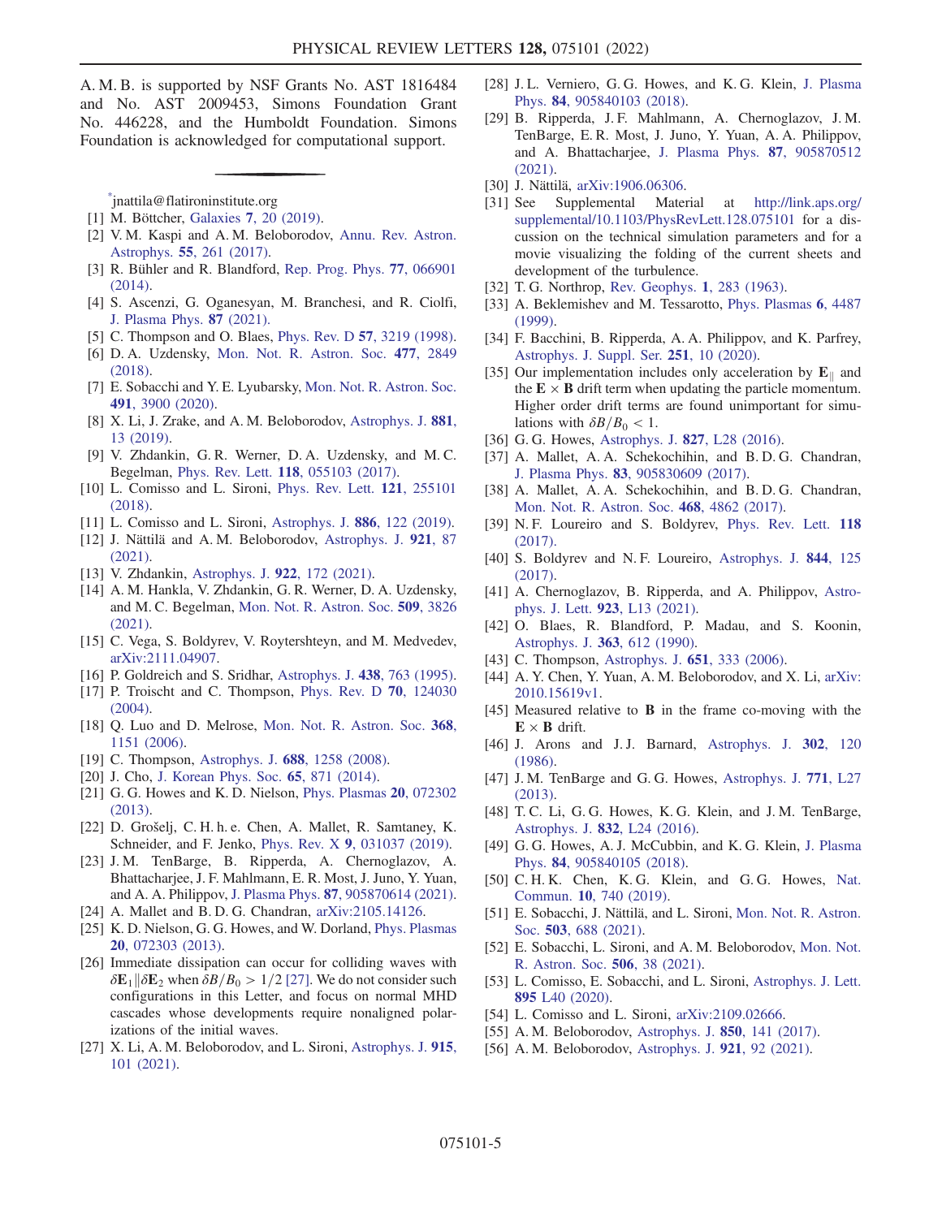A. M. B. is supported by NSF Grants No. AST 1816484 and No. AST 2009453, Simons Foundation Grant No. 446228, and the Humboldt Foundation. Simons Foundation is acknowledged for computational support.

---

[*]jnattila@flatironinstitute.org

[1] M. Böttcher, Galaxies 7, 20 (2019).

[2] V. M. Kaspi and A. M. Beloborodov, Annu. Rev. Astron. Astrophys. 55, 261 (2017).

[3] R. Bühler and R. Blandford, Rep. Prog. Phys. 77, 066901 (2014).

[4] S. Ascenzi, G. Oganesyan, M. Branchesi, and R. Ciolfi, J. Plasma Phys. 87 (2021).

[5] C. Thompson and O. Blaes, Phys. Rev. D 57, 3219 (1998).

[6] D. A. Uzdensky, Mon. Not. R. Astron. Soc. 477, 2849 (2018).

[7] E. Sobacchi and Y. E. Lyubarsky, Mon. Not. R. Astron. Soc. 491, 3900 (2020).

[8] X. Li, J. Zrake, and A. M. Beloborodov, Astrophys. J. 881, 13 (2019).

[9] V. Zhdankin, G. R. Werner, D. A. Uzdensky, and M. C. Begelman, Phys. Rev. Lett. 118, 055103 (2017).

[10] L. Comisso and L. Sironi, Phys. Rev. Lett. 121, 255101 (2018).

[11] L. Comisso and L. Sironi, Astrophys. J. 886, 122 (2019).

[12] J. Nättilä and A. M. Beloborodov, Astrophys. J. 921, 87 (2021).

[13] V. Zhdankin, Astrophys. J. 922, 172 (2021).

[14] A. M. Hankla, V. Zhdankin, G. R. Werner, D. A. Uzdensky, and M. C. Begelman, Mon. Not. R. Astron. Soc. 509, 3826 (2021).

[15] C. Vega, S. Boldyrev, V. Roytershteyn, and M. Medvedev, arXiv:2111.04907.

[16] P. Goldreich and S. Sridhar, Astrophys. J. 438, 763 (1995).

[17] P. Troischt and C. Thompson, Phys. Rev. D 70, 124030 (2004).

[18] Q. Luo and D. Melrose, Mon. Not. R. Astron. Soc. 368, 1151 (2006).

[19] C. Thompson, Astrophys. J. 688, 1258 (2008).

[20] J. Cho, J. Korean Phys. Soc. 65, 871 (2014).

[21] G. G. Howes and K. D. Nielson, Phys. Plasmas 20, 072302 (2013).

[22] D. Grošelj, C. H. h. e. Chen, A. Mallet, R. Samtaney, K. Schneider, and F. Jenko, Phys. Rev. X 9, 031037 (2019).

[23] J. M. TenBarge, B. Ripperda, A. Chernoglazov, A. Bhattacharjee, J. F. Mahlmann, E. R. Most, J. Juno, Y. Yuan, and A. A. Philippov, J. Plasma Phys. 87, 905870614 (2021).

[24] A. Mallet and B. D. G. Chandran, arXiv:2105.14126.

[25] K. D. Nielson, G. G. Howes, and W. Dorland, Phys. Plasmas 20, 072303 (2013).

[26] Immediate dissipation can occur for colliding waves with $\delta\mathbf{E}_1 \| \delta\mathbf{E}_2$ when $\delta B/B_0 > 1/2$ [27]. We do not consider such configurations in this Letter, and focus on normal MHD cascades whose developments require nonaligned polarizations of the initial waves.

[27] X. Li, A. M. Beloborodov, and L. Sironi, Astrophys. J. 915, 101 (2021).

[28] J. L. Verniero, G. G. Howes, and K. G. Klein, J. Plasma Phys. 84, 905840103 (2018).

[29] B. Ripperda, J. F. Mahlmann, A. Chernoglazov, J. M. TenBarge, E. R. Most, J. Juno, Y. Yuan, A. A. Philippov, and A. Bhattacharjee, J. Plasma Phys. 87, 905870512 (2021).

[30] J. Nättilä, arXiv:1906.06306.

[31] See Supplemental Material at http://link.aps.org/supplemental/10.1103/PhysRevLett.128.075101 for a discussion on the technical simulation parameters and for a movie visualizing the folding of the current sheets and development of the turbulence.

[32] T. G. Northrop, Rev. Geophys. 1, 283 (1963).

[33] A. Beklemishev and M. Tessarotto, Phys. Plasmas 6, 4487 (1999).

[34] F. Bacchini, B. Ripperda, A. A. Philippov, and K. Parfrey, Astrophys. J. Suppl. Ser. 251, 10 (2020).

[35] Our implementation includes only acceleration by $\mathbf{E}_\parallel$ and the $\mathbf{E} \times \mathbf{B}$ drift term when updating the particle momentum. Higher order drift terms are found unimportant for simulations with $\delta B/B_0 < 1$.

[36] G. G. Howes, Astrophys. J. 827, L28 (2016).

[37] A. Mallet, A. A. Schekochihin, and B. D. G. Chandran, J. Plasma Phys. 83, 905830609 (2017).

[38] A. Mallet, A. A. Schekochihin, and B. D. G. Chandran, Mon. Not. R. Astron. Soc. 468, 4862 (2017).

[39] N. F. Loureiro and S. Boldyrev, Phys. Rev. Lett. 118 (2017).

[40] S. Boldyrev and N. F. Loureiro, Astrophys. J. 844, 125 (2017).

[41] A. Chernoglazov, B. Ripperda, and A. Philippov, Astrophys. J. Lett. 923, L13 (2021).

[42] O. Blaes, R. Blandford, P. Madau, and S. Koonin, Astrophys. J. 363, 612 (1990).

[43] C. Thompson, Astrophys. J. 651, 333 (2006).

[44] A. Y. Chen, Y. Yuan, A. M. Beloborodov, and X. Li, arXiv:2010.15619v1.

[45] Measured relative to $\mathbf{B}$ in the frame co-moving with the $\mathbf{E} \times \mathbf{B}$ drift.

[46] J. Arons and J. J. Barnard, Astrophys. J. 302, 120 (1986).

[47] J. M. TenBarge and G. G. Howes, Astrophys. J. 771, L27 (2013).

[48] T. C. Li, G. G. Howes, K. G. Klein, and J. M. TenBarge, Astrophys. J. 832, L24 (2016).

[49] G. G. Howes, A. J. McCubbin, and K. G. Klein, J. Plasma Phys. 84, 905840105 (2018).

[50] C. H. K. Chen, K. G. Klein, and G. G. Howes, Nat. Commun. 10, 740 (2019).

[51] E. Sobacchi, J. Nättilä, and L. Sironi, Mon. Not. R. Astron. Soc. 503, 688 (2021).

[52] E. Sobacchi, L. Sironi, and A. M. Beloborodov, Mon. Not. R. Astron. Soc. 506, 38 (2021).

[53] L. Comisso, E. Sobacchi, and L. Sironi, Astrophys. J. Lett. 895 L40 (2020).

[54] L. Comisso and L. Sironi, arXiv:2109.02666.

[55] A. M. Beloborodov, Astrophys. J. 850, 141 (2017).

[56] A. M. Beloborodov, Astrophys. J. 921, 92 (2021).